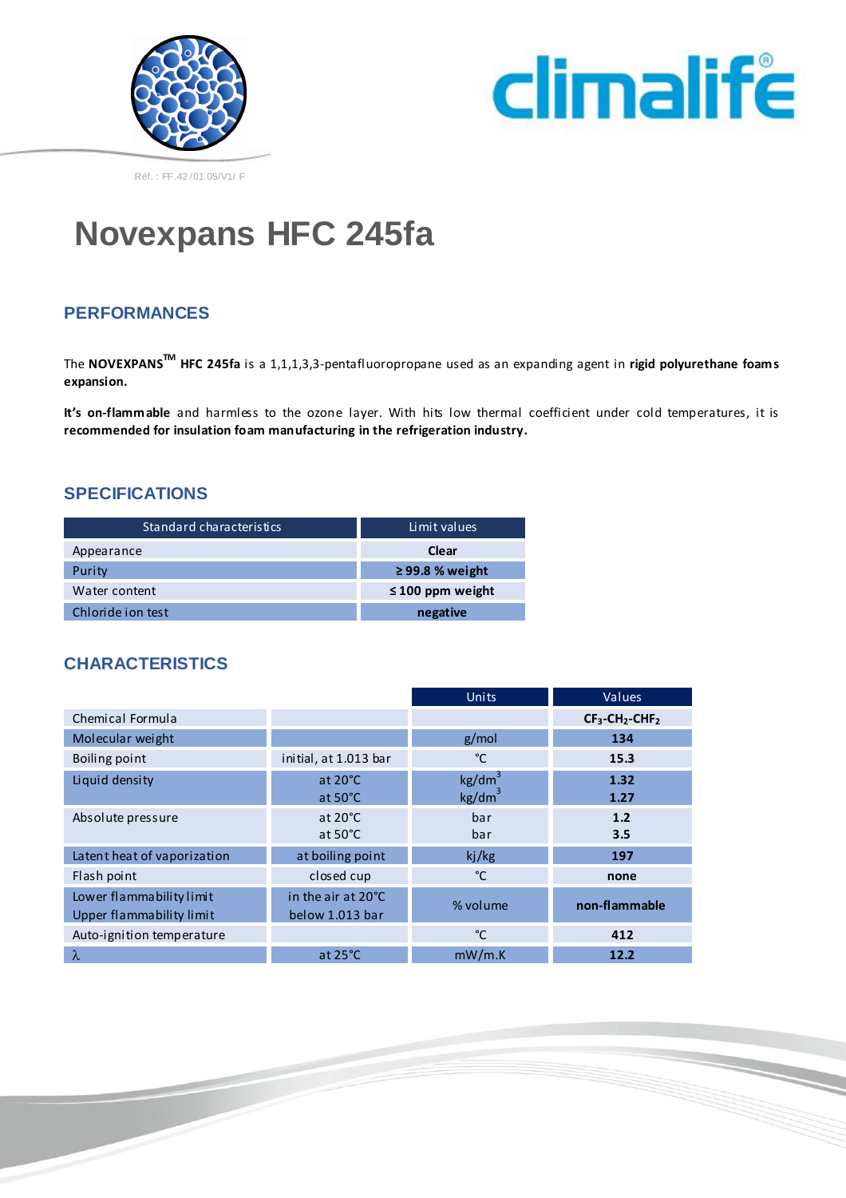Réf. : FF.42 /01.05/V1/ F

# Novexpans HFC 245fa

## PERFORMANCES

The **NOVEXPANS™ HFC 245fa** is a 1,1,1,3,3-pentafluoropropane used as an expanding agent in **rigid polyurethane foams expansion.**

**It's on-flammable** and harmless to the ozone layer. With hits low thermal coefficient under cold temperatures, it is **recommended for insulation foam manufacturing in the refrigeration industry.**

## SPECIFICATIONS

| Standard characteristics | Limit values |
|---|---|
| Appearance | **Clear** |
| Purity | **≥ 99.8 % weight** |
| Water content | **≤ 100 ppm weight** |
| Chloride ion test | **negative** |

## CHARACTERISTICS

| | | Units | Values |
|---|---|---|---|
| Chemical Formula | | | **$CF_3$-$CH_2$-$CHF_2$** |
| Molecular weight | | g/mol | **134** |
| Boiling point | initial, at 1.013 bar | °C | **15.3** |
| Liquid density | at 20°C<br>at 50°C | $kg/dm^3$<br>$kg/dm^3$ | **1.32**<br>**1.27** |
| Absolute pressure | at 20°C<br>at 50°C | bar<br>bar | **1.2**<br>**3.5** |
| Latent heat of vaporization | at boiling point | kj/kg | **197** |
| Flash point | closed cup | °C | **none** |
| Lower flammability limit<br>Upper flammability limit | in the air at 20°C<br>below 1.013 bar | % volume | **non-flammable** |
| Auto-ignition temperature | | °C | **412** |
| $\lambda$ | at 25°C | mW/m.K | **12.2** |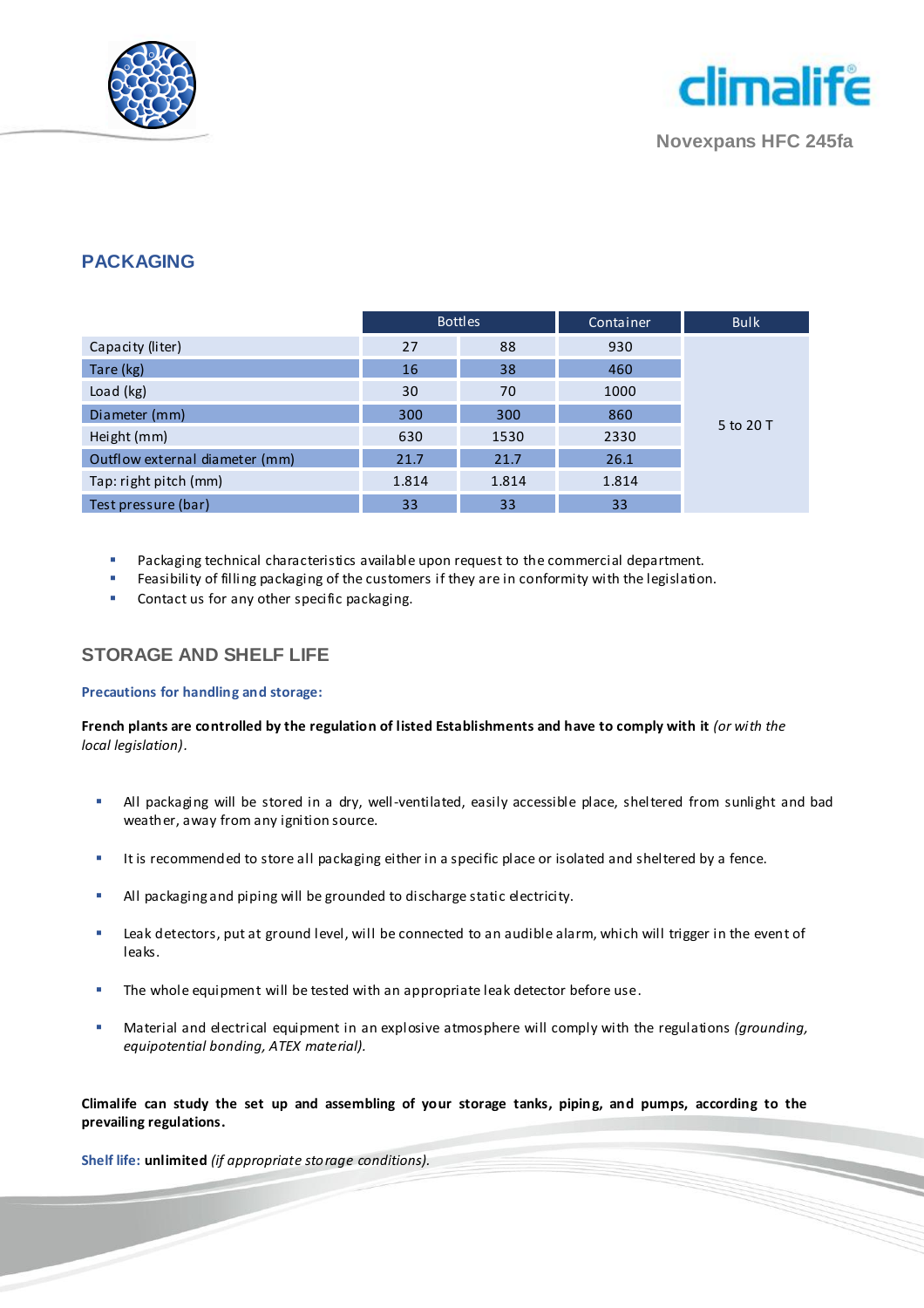## PACKAGING

| | Bottles | | Container | Bulk |
|---|---|---|---|---|
| Capacity (liter) | 27 | 88 | 930 | 5 to 20 T |
| Tare (kg) | 16 | 38 | 460 | |
| Load (kg) | 30 | 70 | 1000 | |
| Diameter (mm) | 300 | 300 | 860 | |
| Height (mm) | 630 | 1530 | 2330 | |
| Outflow external diameter (mm) | 21.7 | 21.7 | 26.1 | |
| Tap: right pitch (mm) | 1.814 | 1.814 | 1.814 | |
| Test pressure (bar) | 33 | 33 | 33 | |

- Packaging technical characteristics available upon request to the commercial department.
- Feasibility of filling packaging of the customers if they are in conformity with the legislation.
- Contact us for any other specific packaging.

## STORAGE AND SHELF LIFE

### Precautions for handling and storage:

**French plants are controlled by the regulation of listed Establishments and have to comply with it** *(or with the local legislation).*

- All packaging will be stored in a dry, well-ventilated, easily accessible place, sheltered from sunlight and bad weather, away from any ignition source.
- It is recommended to store all packaging either in a specific place or isolated and sheltered by a fence.
- All packaging and piping will be grounded to discharge static electricity.
- Leak detectors, put at ground level, will be connected to an audible alarm, which will trigger in the event of leaks.
- The whole equipment will be tested with an appropriate leak detector before use.
- Material and electrical equipment in an explosive atmosphere will comply with the regulations *(grounding, equipotential bonding, ATEX material).*

**Climalife can study the set up and assembling of your storage tanks, piping, and pumps, according to the prevailing regulations.**

Shelf life: **unlimited** *(if appropriate storage conditions).*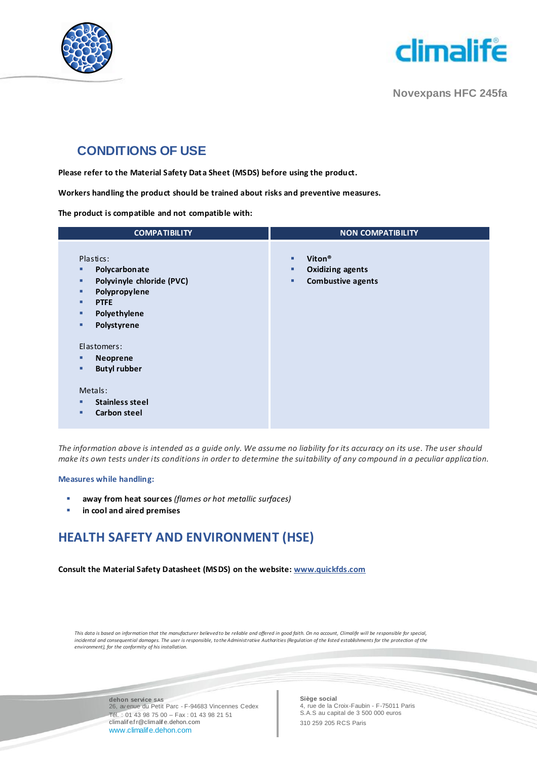## CONDITIONS OF USE

**Please refer to the Material Safety Data Sheet (MSDS) before using the product.**

**Workers handling the product should be trained about risks and preventive measures.**

**The product is compatible and not compatible with:**

| COMPATIBILITY | NON COMPATIBILITY |
|---|---|
| Plastics:<br>▪ **Polycarbonate**<br>▪ **Polyvinyle chloride (PVC)**<br>▪ **Polypropylene**<br>▪ **PTFE**<br>▪ **Polyethylene**<br>▪ **Polystyrene**<br><br>Elastomers:<br>▪ **Neoprene**<br>▪ **Butyl rubber**<br><br>Metals:<br>▪ **Stainless steel**<br>▪ **Carbon steel** | ▪ **Viton®**<br>▪ **Oxidizing agents**<br>▪ **Combustive agents** |

*The information above is intended as a guide only. We assume no liability for its accuracy on its use. The user should make its own tests under its conditions in order to determine the suitability of any compound in a peculiar application.*

**Measures while handling:**

- **away from heat sources** *(flames or hot metallic surfaces)*
- **in cool and aired premises**

## HEALTH SAFETY AND ENVIRONMENT (HSE)

**Consult the Material Safety Datasheet (MSDS) on the website: [www.quickfds.com](http://www.quickfds.com)**

*This data is based on information that the manufacturer believed to be reliable and offered in good faith. On no account, Climalife will be responsible for special, incidental and consequential damages. The user is responsible, to the Administrative Authorities (Regulation of the listed establishments for the protection of the environment), for the conformity of his installation.*

**dehon service SAS**
26, avenue du Petit Parc - F-94683 Vincennes Cedex
Tél. : 01 43 98 75 00 – Fax : 01 43 98 21 51
climalife.fr@climalife.dehon.com
www.climalife.dehon.com

**Siège social**
4, rue de la Croix-Faubin - F-75011 Paris
S.A.S au capital de 3 500 000 euros
310 259 205 RCS Paris